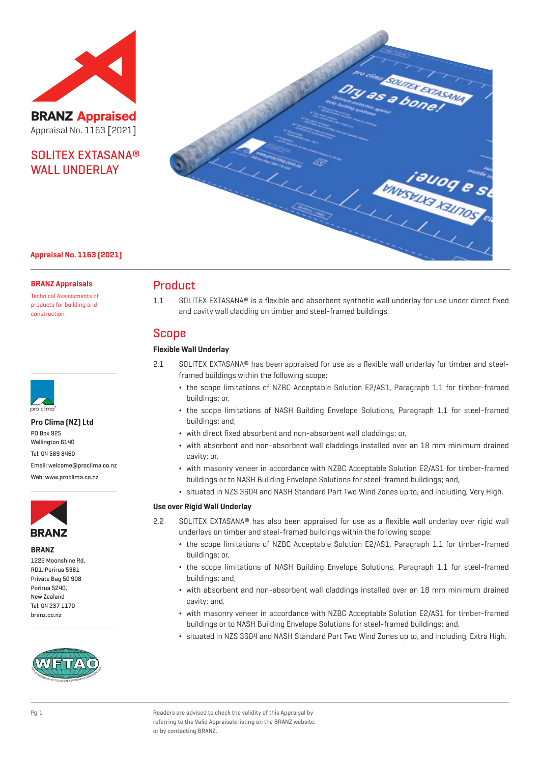# BRANZ Appraised

Appraisal No. 1163 [2021]

# SOLITEX EXTASANA® WALL UNDERLAY

**Appraisal No. 1163 (2021)**

**BRANZ Appraisals**

Technical Assessments of products for building and construction.

**Pro Clima (NZ) Ltd**

PO Box 925
Wellington 6140
Tel: 04 589 8460
Email: welcome@proclima.co.nz
Web: www.proclima.co.nz

**BRANZ**

1222 Moonshine Rd,
RD1, Porirua 5381
Private Bag 50 908
Porirua 5240,
New Zealand
Tel: 04 237 1170
branz.co.nz

## Product

1.1 SOLITEX EXTASANA® is a flexible and absorbent synthetic wall underlay for use under direct fixed and cavity wall cladding on timber and steel-framed buildings.

## Scope

**Flexible Wall Underlay**

2.1 SOLITEX EXTASANA® has been appraised for use as a flexible wall underlay for timber and steel-framed buildings within the following scope:

- the scope limitations of NZBC Acceptable Solution E2/AS1, Paragraph 1.1 for timber-framed buildings; or,
- the scope limitations of NASH Building Envelope Solutions, Paragraph 1.1 for steel-framed buildings; and,
- with direct fixed absorbent and non-absorbent wall claddings; or,
- with absorbent and non-absorbent wall claddings installed over an 18 mm minimum drained cavity; or,
- with masonry veneer in accordance with NZBC Acceptable Solution E2/AS1 for timber-framed buildings or to NASH Building Envelope Solutions for steel-framed buildings; and,
- situated in NZS 3604 and NASH Standard Part Two Wind Zones up to, and including, Very High.

**Use over Rigid Wall Underlay**

2.2 SOLITEX EXTASANA® has also been appraised for use as a flexible wall underlay over rigid wall underlays on timber and steel-framed buildings within the following scope:

- the scope limitations of NZBC Acceptable Solution E2/AS1, Paragraph 1.1 for timber-framed buildings; or,
- the scope limitations of NASH Building Envelope Solutions, Paragraph 1.1 for steel-framed buildings; and,
- with absorbent and non-absorbent wall claddings installed over an 18 mm minimum drained cavity; and,
- with masonry veneer in accordance with NZBC Acceptable Solution E2/AS1 for timber-framed buildings or to NASH Building Envelope Solutions for steel-framed buildings; and,
- situated in NZS 3604 and NASH Standard Part Two Wind Zones up to, and including, Extra High.

Readers are advised to check the validity of this Appraisal by referring to the Valid Appraisals listing on the BRANZ website, or by contacting BRANZ.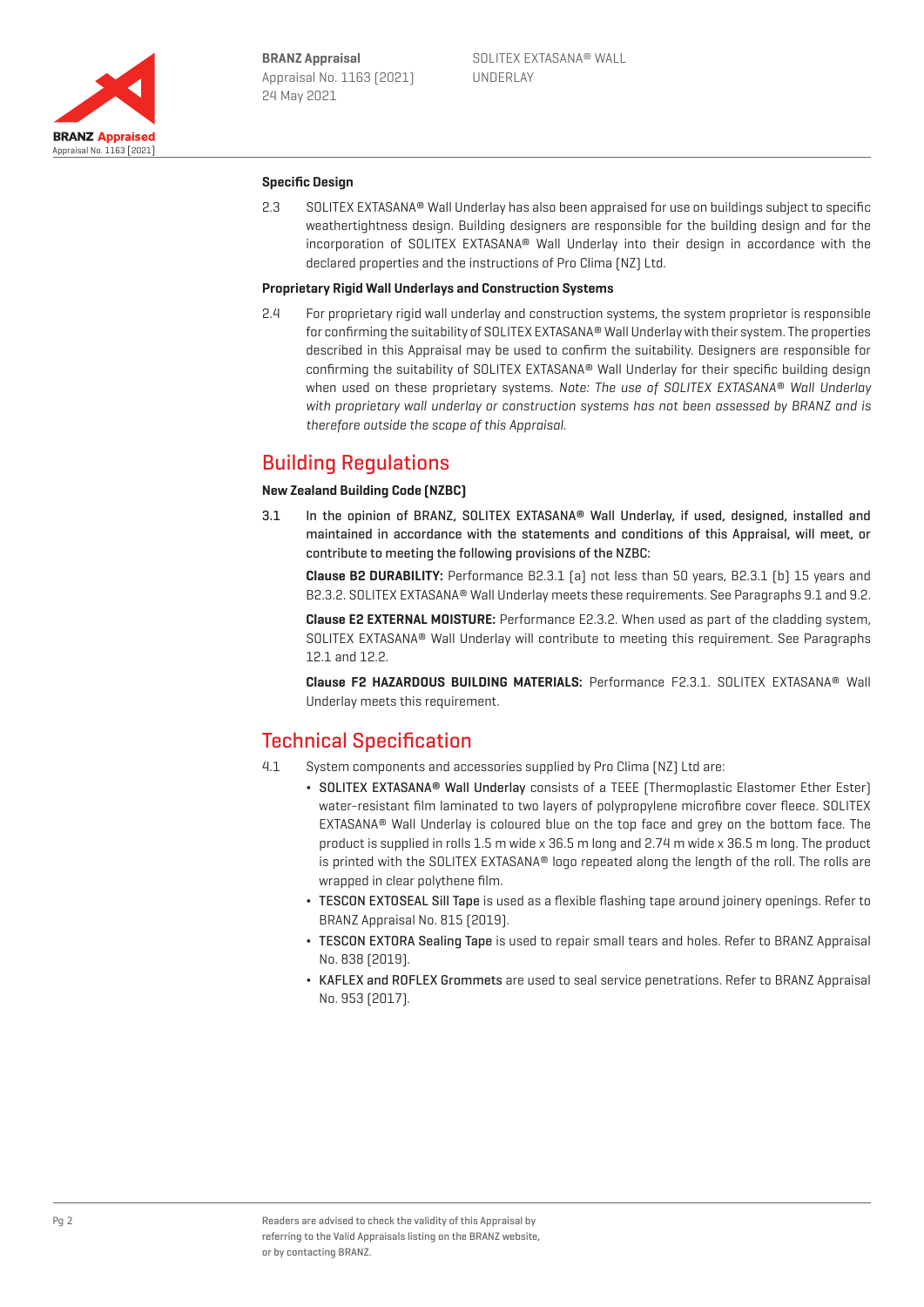### Specific Design

2.3 SOLITEX EXTASANA® Wall Underlay has also been appraised for use on buildings subject to specific weathertightness design. Building designers are responsible for the building design and for the incorporation of SOLITEX EXTASANA® Wall Underlay into their design in accordance with the declared properties and the instructions of Pro Clima (NZ) Ltd.

### Proprietary Rigid Wall Underlays and Construction Systems

2.4 For proprietary rigid wall underlay and construction systems, the system proprietor is responsible for confirming the suitability of SOLITEX EXTASANA® Wall Underlay with their system. The properties described in this Appraisal may be used to confirm the suitability. Designers are responsible for confirming the suitability of SOLITEX EXTASANA® Wall Underlay for their specific building design when used on these proprietary systems. *Note: The use of SOLITEX EXTASANA® Wall Underlay with proprietary wall underlay or construction systems has not been assessed by BRANZ and is therefore outside the scope of this Appraisal.*

## Building Regulations

### New Zealand Building Code (NZBC)

3.1 **In the opinion of BRANZ, SOLITEX EXTASANA® Wall Underlay, if used, designed, installed and maintained in accordance with the statements and conditions of this Appraisal, will meet, or contribute to meeting the following provisions of the NZBC:**

**Clause B2 DURABILITY:** Performance B2.3.1 (a) not less than 50 years, B2.3.1 (b) 15 years and B2.3.2. SOLITEX EXTASANA® Wall Underlay meets these requirements. See Paragraphs 9.1 and 9.2.

**Clause E2 EXTERNAL MOISTURE:** Performance E2.3.2. When used as part of the cladding system, SOLITEX EXTASANA® Wall Underlay will contribute to meeting this requirement. See Paragraphs 12.1 and 12.2.

**Clause F2 HAZARDOUS BUILDING MATERIALS:** Performance F2.3.1. SOLITEX EXTASANA® Wall Underlay meets this requirement.

## Technical Specification

4.1 System components and accessories supplied by Pro Clima (NZ) Ltd are:

- SOLITEX EXTASANA® Wall Underlay consists of a TEEE (Thermoplastic Elastomer Ether Ester) water-resistant film laminated to two layers of polypropylene microfibre cover fleece. SOLITEX EXTASANA® Wall Underlay is coloured blue on the top face and grey on the bottom face. The product is supplied in rolls 1.5 m wide x 36.5 m long and 2.74 m wide x 36.5 m long. The product is printed with the SOLITEX EXTASANA® logo repeated along the length of the roll. The rolls are wrapped in clear polythene film.
- TESCON EXTOSEAL Sill Tape is used as a flexible flashing tape around joinery openings. Refer to BRANZ Appraisal No. 815 (2019).
- TESCON EXTORA Sealing Tape is used to repair small tears and holes. Refer to BRANZ Appraisal No. 838 (2019).
- KAFLEX and ROFLEX Grommets are used to seal service penetrations. Refer to BRANZ Appraisal No. 953 (2017).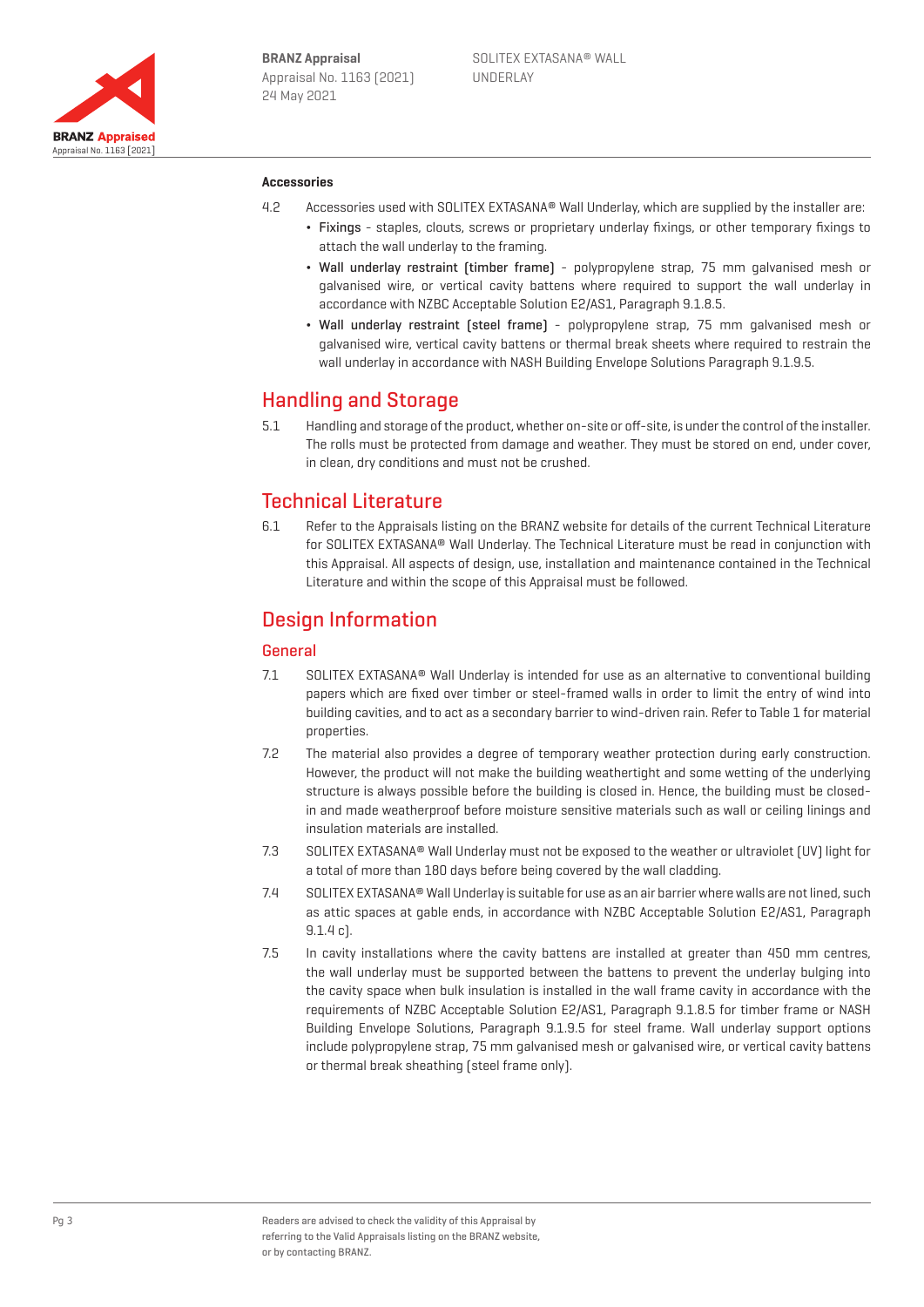### Accessories

4.2 Accessories used with SOLITEX EXTASANA® Wall Underlay, which are supplied by the installer are:

- **Fixings** - staples, clouts, screws or proprietary underlay fixings, or other temporary fixings to attach the wall underlay to the framing.
- **Wall underlay restraint (timber frame)** - polypropylene strap, 75 mm galvanised mesh or galvanised wire, or vertical cavity battens where required to support the wall underlay in accordance with NZBC Acceptable Solution E2/AS1, Paragraph 9.1.8.5.
- **Wall underlay restraint (steel frame)** - polypropylene strap, 75 mm galvanised mesh or galvanised wire, vertical cavity battens or thermal break sheets where required to restrain the wall underlay in accordance with NASH Building Envelope Solutions Paragraph 9.1.9.5.

## Handling and Storage

5.1 Handling and storage of the product, whether on-site or off-site, is under the control of the installer. The rolls must be protected from damage and weather. They must be stored on end, under cover, in clean, dry conditions and must not be crushed.

## Technical Literature

6.1 Refer to the Appraisals listing on the BRANZ website for details of the current Technical Literature for SOLITEX EXTASANA® Wall Underlay. The Technical Literature must be read in conjunction with this Appraisal. All aspects of design, use, installation and maintenance contained in the Technical Literature and within the scope of this Appraisal must be followed.

## Design Information

### General

7.1 SOLITEX EXTASANA® Wall Underlay is intended for use as an alternative to conventional building papers which are fixed over timber or steel-framed walls in order to limit the entry of wind into building cavities, and to act as a secondary barrier to wind-driven rain. Refer to Table 1 for material properties.

7.2 The material also provides a degree of temporary weather protection during early construction. However, the product will not make the building weathertight and some wetting of the underlying structure is always possible before the building is closed in. Hence, the building must be closed-in and made weatherproof before moisture sensitive materials such as wall or ceiling linings and insulation materials are installed.

7.3 SOLITEX EXTASANA® Wall Underlay must not be exposed to the weather or ultraviolet (UV) light for a total of more than 180 days before being covered by the wall cladding.

7.4 SOLITEX EXTASANA® Wall Underlay is suitable for use as an air barrier where walls are not lined, such as attic spaces at gable ends, in accordance with NZBC Acceptable Solution E2/AS1, Paragraph 9.1.4 c).

7.5 In cavity installations where the cavity battens are installed at greater than 450 mm centres, the wall underlay must be supported between the battens to prevent the underlay bulging into the cavity space when bulk insulation is installed in the wall frame cavity in accordance with the requirements of NZBC Acceptable Solution E2/AS1, Paragraph 9.1.8.5 for timber frame or NASH Building Envelope Solutions, Paragraph 9.1.9.5 for steel frame. Wall underlay support options include polypropylene strap, 75 mm galvanised mesh or galvanised wire, or vertical cavity battens or thermal break sheathing (steel frame only).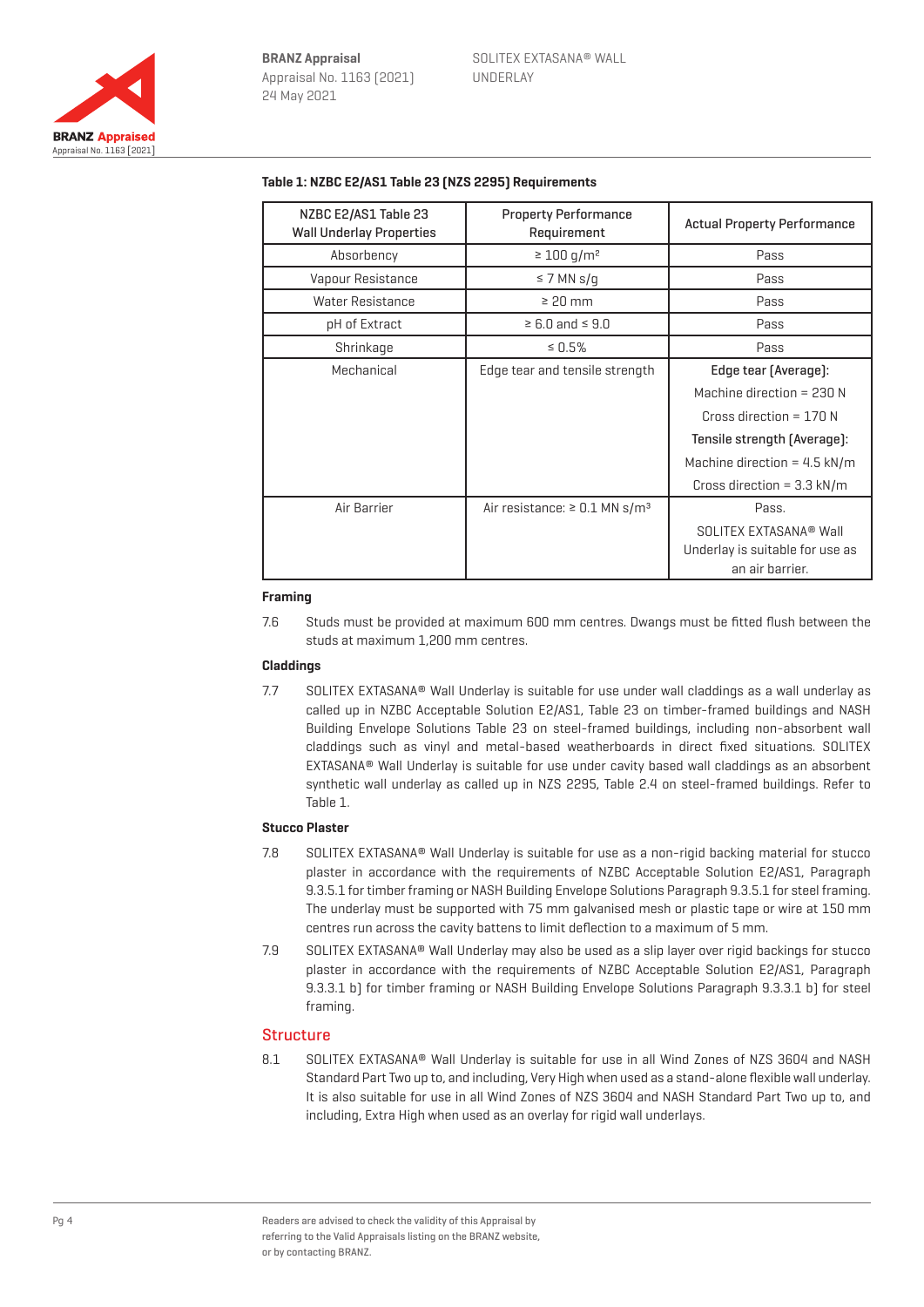**Table 1: NZBC E2/AS1 Table 23 (NZS 2295) Requirements**

| NZBC E2/AS1 Table 23 Wall Underlay Properties | Property Performance Requirement | Actual Property Performance |
|---|---|---|
| Absorbency | ≥ 100 g/m² | Pass |
| Vapour Resistance | ≤ 7 MN s/g | Pass |
| Water Resistance | ≥ 20 mm | Pass |
| pH of Extract | ≥ 6.0 and ≤ 9.0 | Pass |
| Shrinkage | ≤ 0.5% | Pass |
| Mechanical | Edge tear and tensile strength | **Edge tear (Average):** Machine direction = 230 N Cross direction = 170 N **Tensile strength (Average):** Machine direction = 4.5 kN/m Cross direction = 3.3 kN/m |
| Air Barrier | Air resistance: ≥ 0.1 MN s/m³ | Pass. SOLITEX EXTASANA® Wall Underlay is suitable for use as an air barrier. |

**Framing**

7.6 Studs must be provided at maximum 600 mm centres. Dwangs must be fitted flush between the studs at maximum 1,200 mm centres.

**Claddings**

7.7 SOLITEX EXTASANA® Wall Underlay is suitable for use under wall claddings as a wall underlay as called up in NZBC Acceptable Solution E2/AS1, Table 23 on timber-framed buildings and NASH Building Envelope Solutions Table 23 on steel-framed buildings, including non-absorbent wall claddings such as vinyl and metal-based weatherboards in direct fixed situations. SOLITEX EXTASANA® Wall Underlay is suitable for use under cavity based wall claddings as an absorbent synthetic wall underlay as called up in NZS 2295, Table 2.4 on steel-framed buildings. Refer to Table 1.

**Stucco Plaster**

7.8 SOLITEX EXTASANA® Wall Underlay is suitable for use as a non-rigid backing material for stucco plaster in accordance with the requirements of NZBC Acceptable Solution E2/AS1, Paragraph 9.3.5.1 for timber framing or NASH Building Envelope Solutions Paragraph 9.3.5.1 for steel framing. The underlay must be supported with 75 mm galvanised mesh or plastic tape or wire at 150 mm centres run across the cavity battens to limit deflection to a maximum of 5 mm.

7.9 SOLITEX EXTASANA® Wall Underlay may also be used as a slip layer over rigid backings for stucco plaster in accordance with the requirements of NZBC Acceptable Solution E2/AS1, Paragraph 9.3.3.1 b) for timber framing or NASH Building Envelope Solutions Paragraph 9.3.3.1 b) for steel framing.

## Structure

8.1 SOLITEX EXTASANA® Wall Underlay is suitable for use in all Wind Zones of NZS 3604 and NASH Standard Part Two up to, and including, Very High when used as a stand-alone flexible wall underlay. It is also suitable for use in all Wind Zones of NZS 3604 and NASH Standard Part Two up to, and including, Extra High when used as an overlay for rigid wall underlays.

Readers are advised to check the validity of this Appraisal by referring to the Valid Appraisals listing on the BRANZ website, or by contacting BRANZ.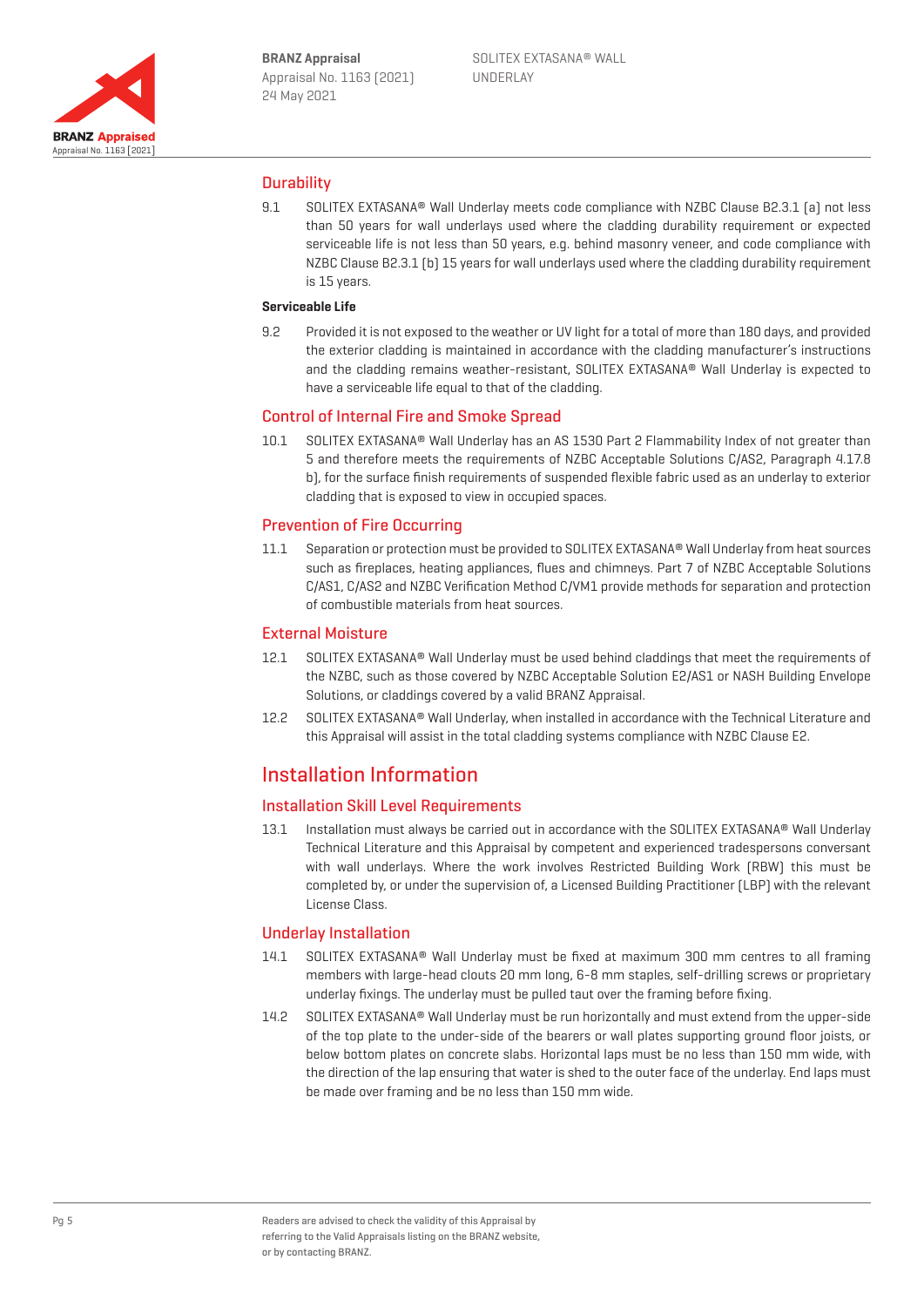## Durability

9.1 SOLITEX EXTASANA® Wall Underlay meets code compliance with NZBC Clause B2.3.1 (a) not less than 50 years for wall underlays used where the cladding durability requirement or expected serviceable life is not less than 50 years, e.g. behind masonry veneer, and code compliance with NZBC Clause B2.3.1 (b) 15 years for wall underlays used where the cladding durability requirement is 15 years.

**Serviceable Life**

9.2 Provided it is not exposed to the weather or UV light for a total of more than 180 days, and provided the exterior cladding is maintained in accordance with the cladding manufacturer's instructions and the cladding remains weather-resistant, SOLITEX EXTASANA® Wall Underlay is expected to have a serviceable life equal to that of the cladding.

## Control of Internal Fire and Smoke Spread

10.1 SOLITEX EXTASANA® Wall Underlay has an AS 1530 Part 2 Flammability Index of not greater than 5 and therefore meets the requirements of NZBC Acceptable Solutions C/AS2, Paragraph 4.17.8 b), for the surface finish requirements of suspended flexible fabric used as an underlay to exterior cladding that is exposed to view in occupied spaces.

## Prevention of Fire Occurring

11.1 Separation or protection must be provided to SOLITEX EXTASANA® Wall Underlay from heat sources such as fireplaces, heating appliances, flues and chimneys. Part 7 of NZBC Acceptable Solutions C/AS1, C/AS2 and NZBC Verification Method C/VM1 provide methods for separation and protection of combustible materials from heat sources.

## External Moisture

12.1 SOLITEX EXTASANA® Wall Underlay must be used behind claddings that meet the requirements of the NZBC, such as those covered by NZBC Acceptable Solution E2/AS1 or NASH Building Envelope Solutions, or claddings covered by a valid BRANZ Appraisal.

12.2 SOLITEX EXTASANA® Wall Underlay, when installed in accordance with the Technical Literature and this Appraisal will assist in the total cladding systems compliance with NZBC Clause E2.

# Installation Information

## Installation Skill Level Requirements

13.1 Installation must always be carried out in accordance with the SOLITEX EXTASANA® Wall Underlay Technical Literature and this Appraisal by competent and experienced tradespersons conversant with wall underlays. Where the work involves Restricted Building Work (RBW) this must be completed by, or under the supervision of, a Licensed Building Practitioner (LBP) with the relevant License Class.

## Underlay Installation

14.1 SOLITEX EXTASANA® Wall Underlay must be fixed at maximum 300 mm centres to all framing members with large-head clouts 20 mm long, 6-8 mm staples, self-drilling screws or proprietary underlay fixings. The underlay must be pulled taut over the framing before fixing.

14.2 SOLITEX EXTASANA® Wall Underlay must be run horizontally and must extend from the upper-side of the top plate to the under-side of the bearers or wall plates supporting ground floor joists, or below bottom plates on concrete slabs. Horizontal laps must be no less than 150 mm wide, with the direction of the lap ensuring that water is shed to the outer face of the underlay. End laps must be made over framing and be no less than 150 mm wide.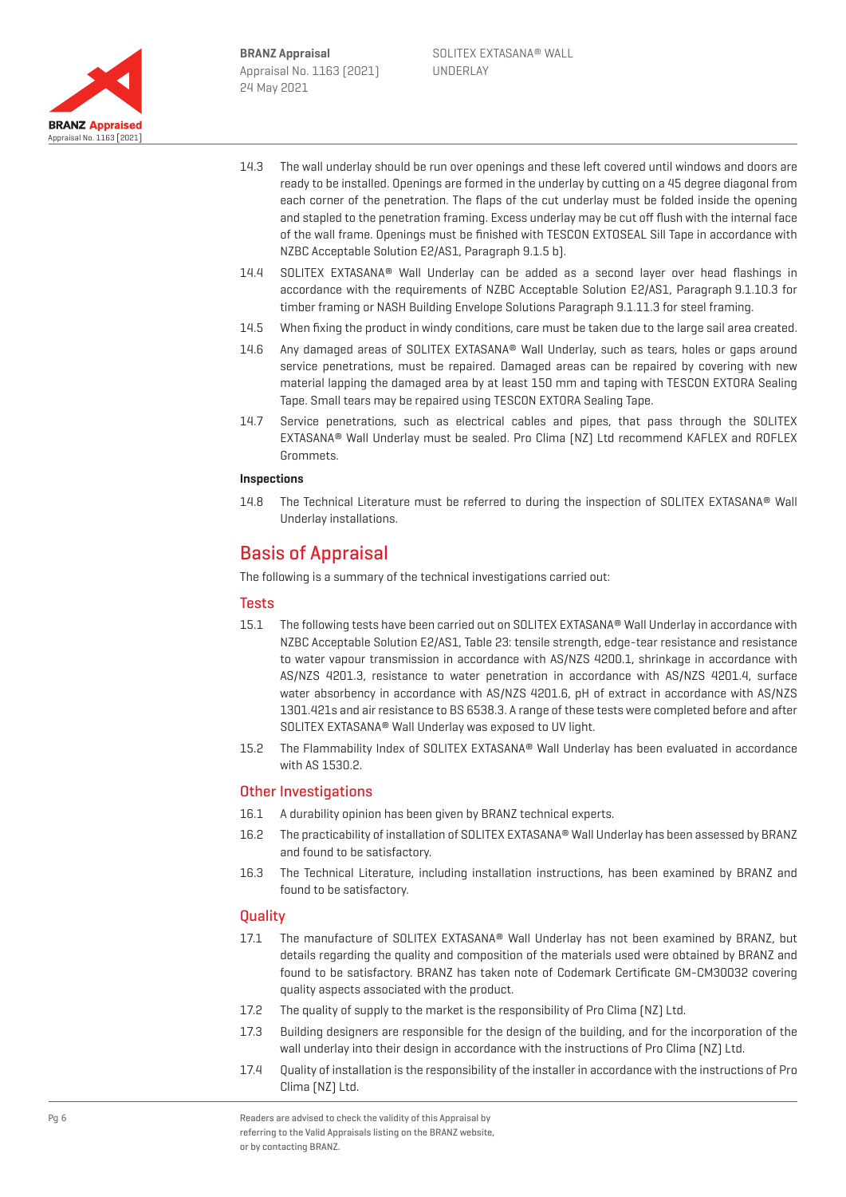14.3 The wall underlay should be run over openings and these left covered until windows and doors are ready to be installed. Openings are formed in the underlay by cutting on a 45 degree diagonal from each corner of the penetration. The flaps of the cut underlay must be folded inside the opening and stapled to the penetration framing. Excess underlay may be cut off flush with the internal face of the wall frame. Openings must be finished with TESCON EXTOSEAL Sill Tape in accordance with NZBC Acceptable Solution E2/AS1, Paragraph 9.1.5 b).

14.4 SOLITEX EXTASANA® Wall Underlay can be added as a second layer over head flashings in accordance with the requirements of NZBC Acceptable Solution E2/AS1, Paragraph 9.1.10.3 for timber framing or NASH Building Envelope Solutions Paragraph 9.1.11.3 for steel framing.

14.5 When fixing the product in windy conditions, care must be taken due to the large sail area created.

14.6 Any damaged areas of SOLITEX EXTASANA® Wall Underlay, such as tears, holes or gaps around service penetrations, must be repaired. Damaged areas can be repaired by covering with new material lapping the damaged area by at least 150 mm and taping with TESCON EXTORA Sealing Tape. Small tears may be repaired using TESCON EXTORA Sealing Tape.

14.7 Service penetrations, such as electrical cables and pipes, that pass through the SOLITEX EXTASANA® Wall Underlay must be sealed. Pro Clima (NZ) Ltd recommend KAFLEX and ROFLEX Grommets.

**Inspections**

14.8 The Technical Literature must be referred to during the inspection of SOLITEX EXTASANA® Wall Underlay installations.

# Basis of Appraisal

The following is a summary of the technical investigations carried out:

## Tests

15.1 The following tests have been carried out on SOLITEX EXTASANA® Wall Underlay in accordance with NZBC Acceptable Solution E2/AS1, Table 23: tensile strength, edge-tear resistance and resistance to water vapour transmission in accordance with AS/NZS 4200.1, shrinkage in accordance with AS/NZS 4201.3, resistance to water penetration in accordance with AS/NZS 4201.4, surface water absorbency in accordance with AS/NZS 4201.6, pH of extract in accordance with AS/NZS 1301.421s and air resistance to BS 6538.3. A range of these tests were completed before and after SOLITEX EXTASANA® Wall Underlay was exposed to UV light.

15.2 The Flammability Index of SOLITEX EXTASANA® Wall Underlay has been evaluated in accordance with AS 1530.2.

## Other Investigations

16.1 A durability opinion has been given by BRANZ technical experts.

16.2 The practicability of installation of SOLITEX EXTASANA® Wall Underlay has been assessed by BRANZ and found to be satisfactory.

16.3 The Technical Literature, including installation instructions, has been examined by BRANZ and found to be satisfactory.

## Quality

17.1 The manufacture of SOLITEX EXTASANA® Wall Underlay has not been examined by BRANZ, but details regarding the quality and composition of the materials used were obtained by BRANZ and found to be satisfactory. BRANZ has taken note of Codemark Certificate GM-CM30032 covering quality aspects associated with the product.

17.2 The quality of supply to the market is the responsibility of Pro Clima (NZ) Ltd.

17.3 Building designers are responsible for the design of the building, and for the incorporation of the wall underlay into their design in accordance with the instructions of Pro Clima (NZ) Ltd.

17.4 Quality of installation is the responsibility of the installer in accordance with the instructions of Pro Clima (NZ) Ltd.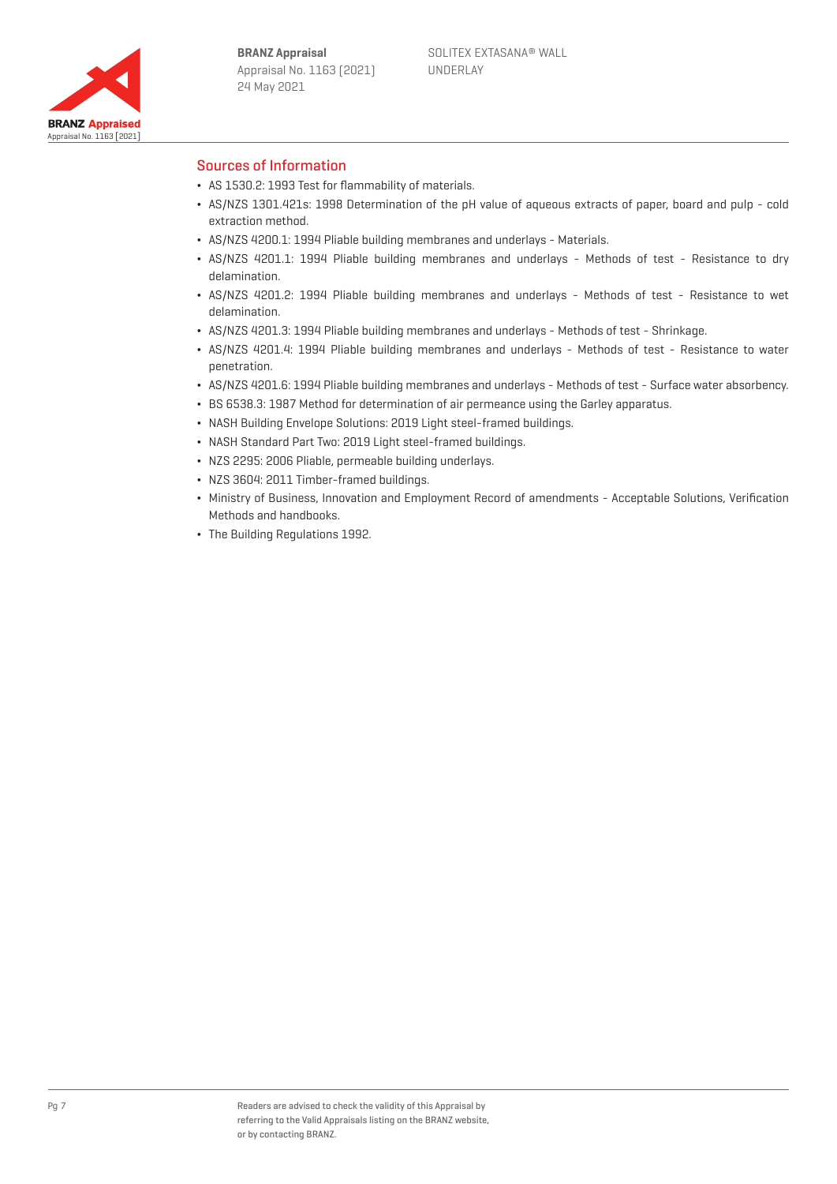## Sources of Information

- AS 1530.2: 1993 Test for flammability of materials.
- AS/NZS 1301.421s: 1998 Determination of the pH value of aqueous extracts of paper, board and pulp - cold extraction method.
- AS/NZS 4200.1: 1994 Pliable building membranes and underlays - Materials.
- AS/NZS 4201.1: 1994 Pliable building membranes and underlays - Methods of test - Resistance to dry delamination.
- AS/NZS 4201.2: 1994 Pliable building membranes and underlays - Methods of test - Resistance to wet delamination.
- AS/NZS 4201.3: 1994 Pliable building membranes and underlays - Methods of test - Shrinkage.
- AS/NZS 4201.4: 1994 Pliable building membranes and underlays - Methods of test - Resistance to water penetration.
- AS/NZS 4201.6: 1994 Pliable building membranes and underlays - Methods of test - Surface water absorbency.
- BS 6538.3: 1987 Method for determination of air permeance using the Garley apparatus.
- NASH Building Envelope Solutions: 2019 Light steel-framed buildings.
- NASH Standard Part Two: 2019 Light steel-framed buildings.
- NZS 2295: 2006 Pliable, permeable building underlays.
- NZS 3604: 2011 Timber-framed buildings.
- Ministry of Business, Innovation and Employment Record of amendments - Acceptable Solutions, Verification Methods and handbooks.
- The Building Regulations 1992.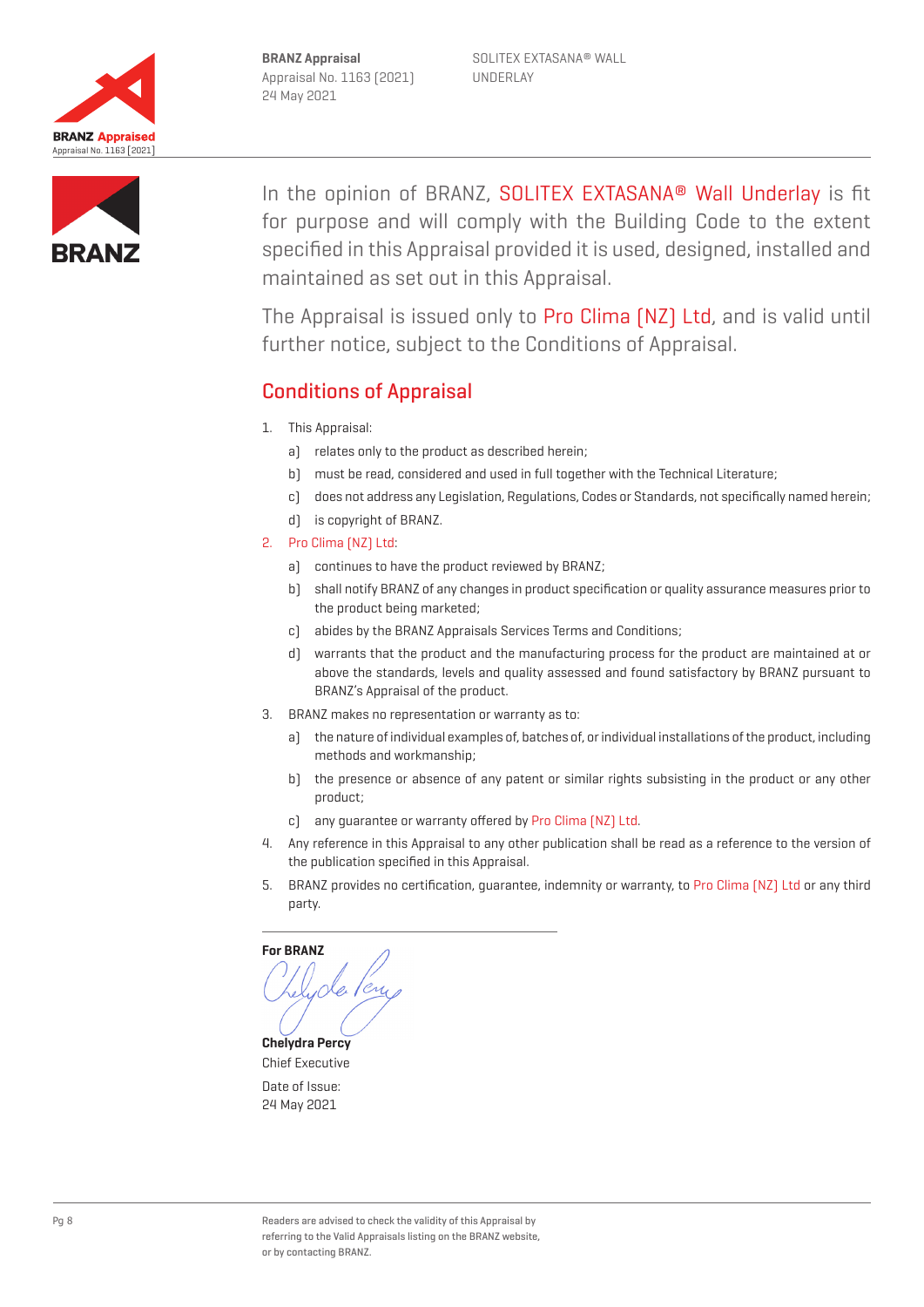In the opinion of BRANZ, SOLITEX EXTASANA® Wall Underlay is fit for purpose and will comply with the Building Code to the extent specified in this Appraisal provided it is used, designed, installed and maintained as set out in this Appraisal.

The Appraisal is issued only to Pro Clima (NZ) Ltd, and is valid until further notice, subject to the Conditions of Appraisal.

## Conditions of Appraisal

1. This Appraisal:
   a) relates only to the product as described herein;
   b) must be read, considered and used in full together with the Technical Literature;
   c) does not address any Legislation, Regulations, Codes or Standards, not specifically named herein;
   d) is copyright of BRANZ.
2. Pro Clima (NZ) Ltd:
   a) continues to have the product reviewed by BRANZ;
   b) shall notify BRANZ of any changes in product specification or quality assurance measures prior to the product being marketed;
   c) abides by the BRANZ Appraisals Services Terms and Conditions;
   d) warrants that the product and the manufacturing process for the product are maintained at or above the standards, levels and quality assessed and found satisfactory by BRANZ pursuant to BRANZ's Appraisal of the product.
3. BRANZ makes no representation or warranty as to:
   a) the nature of individual examples of, batches of, or individual installations of the product, including methods and workmanship;
   b) the presence or absence of any patent or similar rights subsisting in the product or any other product;
   c) any guarantee or warranty offered by Pro Clima (NZ) Ltd.
4. Any reference in this Appraisal to any other publication shall be read as a reference to the version of the publication specified in this Appraisal.
5. BRANZ provides no certification, guarantee, indemnity or warranty, to Pro Clima (NZ) Ltd or any third party.

**For BRANZ**

**Chelydra Percy**
Chief Executive

Date of Issue:
24 May 2021

Readers are advised to check the validity of this Appraisal by referring to the Valid Appraisals listing on the BRANZ website, or by contacting BRANZ.